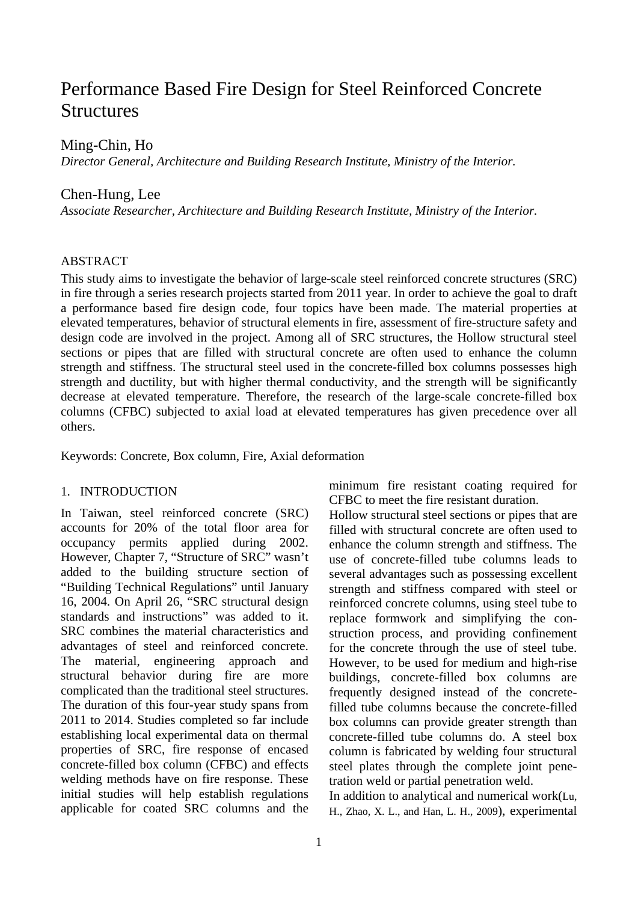# Performance Based Fire Design for Steel Reinforced Concrete Structures

Ming-Chin, Ho

*Director General, Architecture and Building Research Institute, Ministry of the Interior.*

Chen-Hung, Lee

*Associate Researcher, Architecture and Building Research Institute, Ministry of the Interior.*

## ABSTRACT

This study aims to investigate the behavior of large-scale steel reinforced concrete structures (SRC) in fire through a series research projects started from 2011 year. In order to achieve the goal to draft a performance based fire design code, four topics have been made. The material properties at elevated temperatures, behavior of structural elements in fire, assessment of fire-structure safety and design code are involved in the project. Among all of SRC structures, the Hollow structural steel sections or pipes that are filled with structural concrete are often used to enhance the column strength and stiffness. The structural steel used in the concrete-filled box columns possesses high strength and ductility, but with higher thermal conductivity, and the strength will be significantly decrease at elevated temperature. Therefore, the research of the large-scale concrete-filled box columns (CFBC) subjected to axial load at elevated temperatures has given precedence over all others.

Keywords: Concrete, Box column, Fire, Axial deformation

## 1. INTRODUCTION

In Taiwan, steel reinforced concrete (SRC) accounts for 20% of the total floor area for occupancy permits applied during 2002. However, Chapter 7, "Structure of SRC" wasn't added to the building structure section of "Building Technical Regulations" until January 16, 2004. On April 26, "SRC structural design standards and instructions" was added to it. SRC combines the material characteristics and advantages of steel and reinforced concrete. The material, engineering approach and structural behavior during fire are more complicated than the traditional steel structures. The duration of this four-year study spans from 2011 to 2014. Studies completed so far include establishing local experimental data on thermal properties of SRC, fire response of encased concrete-filled box column (CFBC) and effects welding methods have on fire response. These initial studies will help establish regulations applicable for coated SRC columns and the minimum fire resistant coating required for CFBC to meet the fire resistant duration.

Hollow structural steel sections or pipes that are filled with structural concrete are often used to enhance the column strength and stiffness. The use of concrete-filled tube columns leads to several advantages such as possessing excellent strength and stiffness compared with steel or reinforced concrete columns, using steel tube to replace formwork and simplifying the construction process, and providing confinement for the concrete through the use of steel tube. However, to be used for medium and high-rise buildings, concrete-filled box columns are frequently designed instead of the concrete-filled tube columns because the concrete-filled box columns can provide greater strength than concrete-filled tube columns do. A steel box column is fabricated by welding four structural steel plates through the complete joint penetration weld or partial penetration weld.

In addition to analytical and numerical work(Lu, H., Zhao, X. L., and Han, L. H., 2009), experimental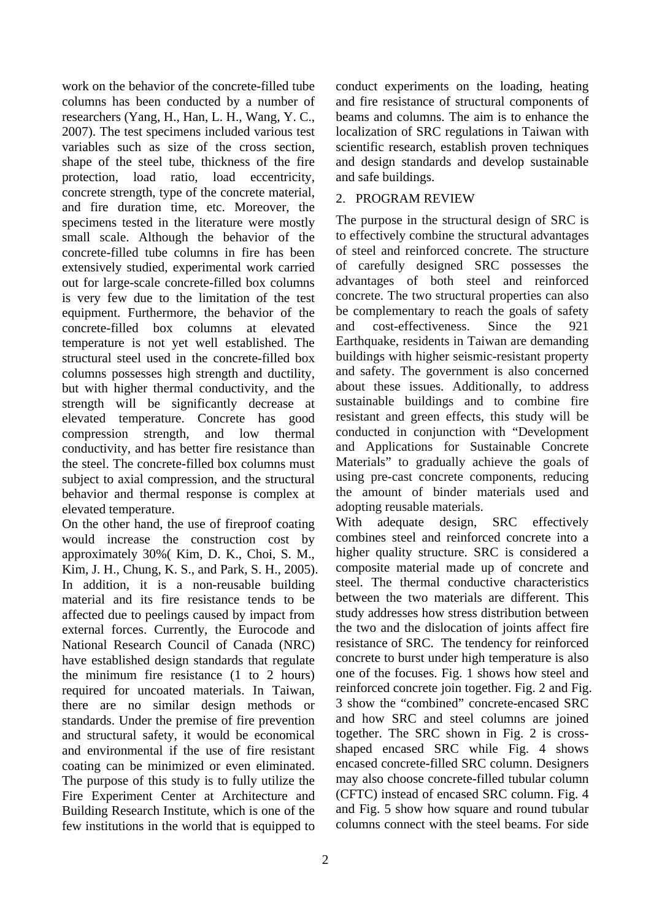work on the behavior of the concrete-filled tube columns has been conducted by a number of researchers (Yang, H., Han, L. H., Wang, Y. C., 2007). The test specimens included various test variables such as size of the cross section, shape of the steel tube, thickness of the fire protection, load ratio, load eccentricity, concrete strength, type of the concrete material, and fire duration time, etc. Moreover, the specimens tested in the literature were mostly small scale. Although the behavior of the concrete-filled tube columns in fire has been extensively studied, experimental work carried out for large-scale concrete-filled box columns is very few due to the limitation of the test equipment. Furthermore, the behavior of the concrete-filled box columns at elevated temperature is not yet well established. The structural steel used in the concrete-filled box columns possesses high strength and ductility, but with higher thermal conductivity, and the strength will be significantly decrease at elevated temperature. Concrete has good compression strength, and low thermal conductivity, and has better fire resistance than the steel. The concrete-filled box columns must subject to axial compression, and the structural behavior and thermal response is complex at elevated temperature.

On the other hand, the use of fireproof coating would increase the construction cost by approximately 30%( Kim, D. K., Choi, S. M., Kim, J. H., Chung, K. S., and Park, S. H., 2005). In addition, it is a non-reusable building material and its fire resistance tends to be affected due to peelings caused by impact from external forces. Currently, the Eurocode and National Research Council of Canada (NRC) have established design standards that regulate the minimum fire resistance (1 to 2 hours) required for uncoated materials. In Taiwan, there are no similar design methods or standards. Under the premise of fire prevention and structural safety, it would be economical and environmental if the use of fire resistant coating can be minimized or even eliminated. The purpose of this study is to fully utilize the Fire Experiment Center at Architecture and Building Research Institute, which is one of the few institutions in the world that is equipped to conduct experiments on the loading, heating and fire resistance of structural components of beams and columns. The aim is to enhance the localization of SRC regulations in Taiwan with scientific research, establish proven techniques and design standards and develop sustainable and safe buildings.

## 2. PROGRAM REVIEW

The purpose in the structural design of SRC is to effectively combine the structural advantages of steel and reinforced concrete. The structure of carefully designed SRC possesses the advantages of both steel and reinforced concrete. The two structural properties can also be complementary to reach the goals of safety and cost-effectiveness. Since the 921 Earthquake, residents in Taiwan are demanding buildings with higher seismic-resistant property and safety. The government is also concerned about these issues. Additionally, to address sustainable buildings and to combine fire resistant and green effects, this study will be conducted in conjunction with "Development and Applications for Sustainable Concrete Materials" to gradually achieve the goals of using pre-cast concrete components, reducing the amount of binder materials used and adopting reusable materials.

With adequate design, SRC effectively combines steel and reinforced concrete into a higher quality structure. SRC is considered a composite material made up of concrete and steel. The thermal conductive characteristics between the two materials are different. This study addresses how stress distribution between the two and the dislocation of joints affect fire resistance of SRC. The tendency for reinforced concrete to burst under high temperature is also one of the focuses. Fig. 1 shows how steel and reinforced concrete join together. Fig. 2 and Fig. 3 show the "combined" concrete-encased SRC and how SRC and steel columns are joined together. The SRC shown in Fig. 2 is cross-shaped encased SRC while Fig. 4 shows encased concrete-filled SRC column. Designers may also choose concrete-filled tubular column (CFTC) instead of encased SRC column. Fig. 4 and Fig. 5 show how square and round tubular columns connect with the steel beams. For side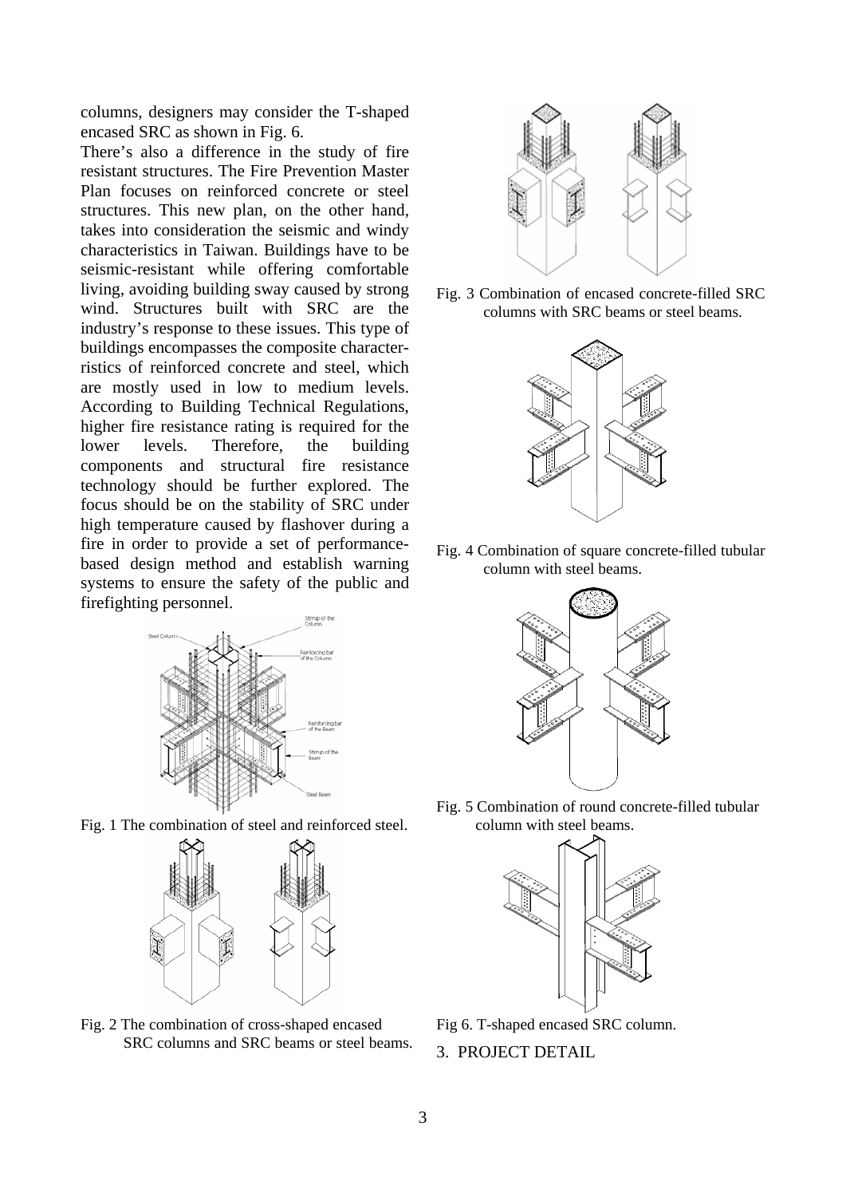columns, designers may consider the T-shaped encased SRC as shown in Fig. 6.

There's also a difference in the study of fire resistant structures. The Fire Prevention Master Plan focuses on reinforced concrete or steel structures. This new plan, on the other hand, takes into consideration the seismic and windy characteristics in Taiwan. Buildings have to be seismic-resistant while offering comfortable living, avoiding building sway caused by strong wind. Structures built with SRC are the industry's response to these issues. This type of buildings encompasses the composite characterristics of reinforced concrete and steel, which are mostly used in low to medium levels. According to Building Technical Regulations, higher fire resistance rating is required for the lower levels. Therefore, the building components and structural fire resistance technology should be further explored. The focus should be on the stability of SRC under high temperature caused by flashover during a fire in order to provide a set of performance-based design method and establish warning systems to ensure the safety of the public and firefighting personnel.

Fig. 1 The combination of steel and reinforced steel.

Fig. 2 The combination of cross-shaped encased SRC columns and SRC beams or steel beams.

Fig. 3 Combination of encased concrete-filled SRC columns with SRC beams or steel beams.

Fig. 4 Combination of square concrete-filled tubular column with steel beams.

Fig. 5 Combination of round concrete-filled tubular column with steel beams.

Fig 6. T-shaped encased SRC column.

## 3. PROJECT DETAIL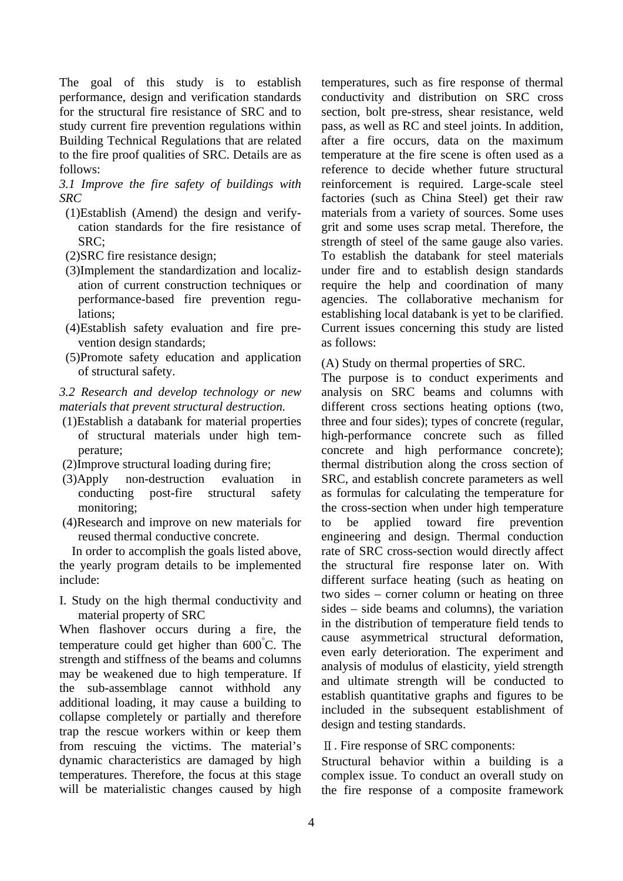The goal of this study is to establish performance, design and verification standards for the structural fire resistance of SRC and to study current fire prevention regulations within Building Technical Regulations that are related to the fire proof qualities of SRC. Details are as follows:

*3.1 Improve the fire safety of buildings with SRC*

(1)Establish (Amend) the design and verify-cation standards for the fire resistance of SRC;

(2)SRC fire resistance design;

(3)Implement the standardization and localiz-ation of current construction techniques or performance-based fire prevention regu-lations;

(4)Establish safety evaluation and fire pre-vention design standards;

(5)Promote safety education and application of structural safety.

*3.2 Research and develop technology or new materials that prevent structural destruction.*

(1)Establish a databank for material properties of structural materials under high tem-perature;

(2)Improve structural loading during fire;

(3)Apply non-destruction evaluation in conducting post-fire structural safety monitoring;

(4)Research and improve on new materials for reused thermal conductive concrete.

In order to accomplish the goals listed above, the yearly program details to be implemented include:

I. Study on the high thermal conductivity and material property of SRC

When flashover occurs during a fire, the temperature could get higher than 600°C. The strength and stiffness of the beams and columns may be weakened due to high temperature. If the sub-assemblage cannot withhold any additional loading, it may cause a building to collapse completely or partially and therefore trap the rescue workers within or keep them from rescuing the victims. The material's dynamic characteristics are damaged by high temperatures. Therefore, the focus at this stage will be materialistic changes caused by high temperatures, such as fire response of thermal conductivity and distribution on SRC cross section, bolt pre-stress, shear resistance, weld pass, as well as RC and steel joints. In addition, after a fire occurs, data on the maximum temperature at the fire scene is often used as a reference to decide whether future structural reinforcement is required. Large-scale steel factories (such as China Steel) get their raw materials from a variety of sources. Some uses grit and some uses scrap metal. Therefore, the strength of steel of the same gauge also varies. To establish the databank for steel materials under fire and to establish design standards require the help and coordination of many agencies. The collaborative mechanism for establishing local databank is yet to be clarified. Current issues concerning this study are listed as follows:

(A) Study on thermal properties of SRC.

The purpose is to conduct experiments and analysis on SRC beams and columns with different cross sections heating options (two, three and four sides); types of concrete (regular, high-performance concrete such as filled concrete and high performance concrete); thermal distribution along the cross section of SRC, and establish concrete parameters as well as formulas for calculating the temperature for the cross-section when under high temperature to be applied toward fire prevention engineering and design. Thermal conduction rate of SRC cross-section would directly affect the structural fire response later on. With different surface heating (such as heating on two sides – corner column or heating on three sides – side beams and columns), the variation in the distribution of temperature field tends to cause asymmetrical structural deformation, even early deterioration. The experiment and analysis of modulus of elasticity, yield strength and ultimate strength will be conducted to establish quantitative graphs and figures to be included in the subsequent establishment of design and testing standards.

Ⅱ. Fire response of SRC components:

Structural behavior within a building is a complex issue. To conduct an overall study on the fire response of a composite framework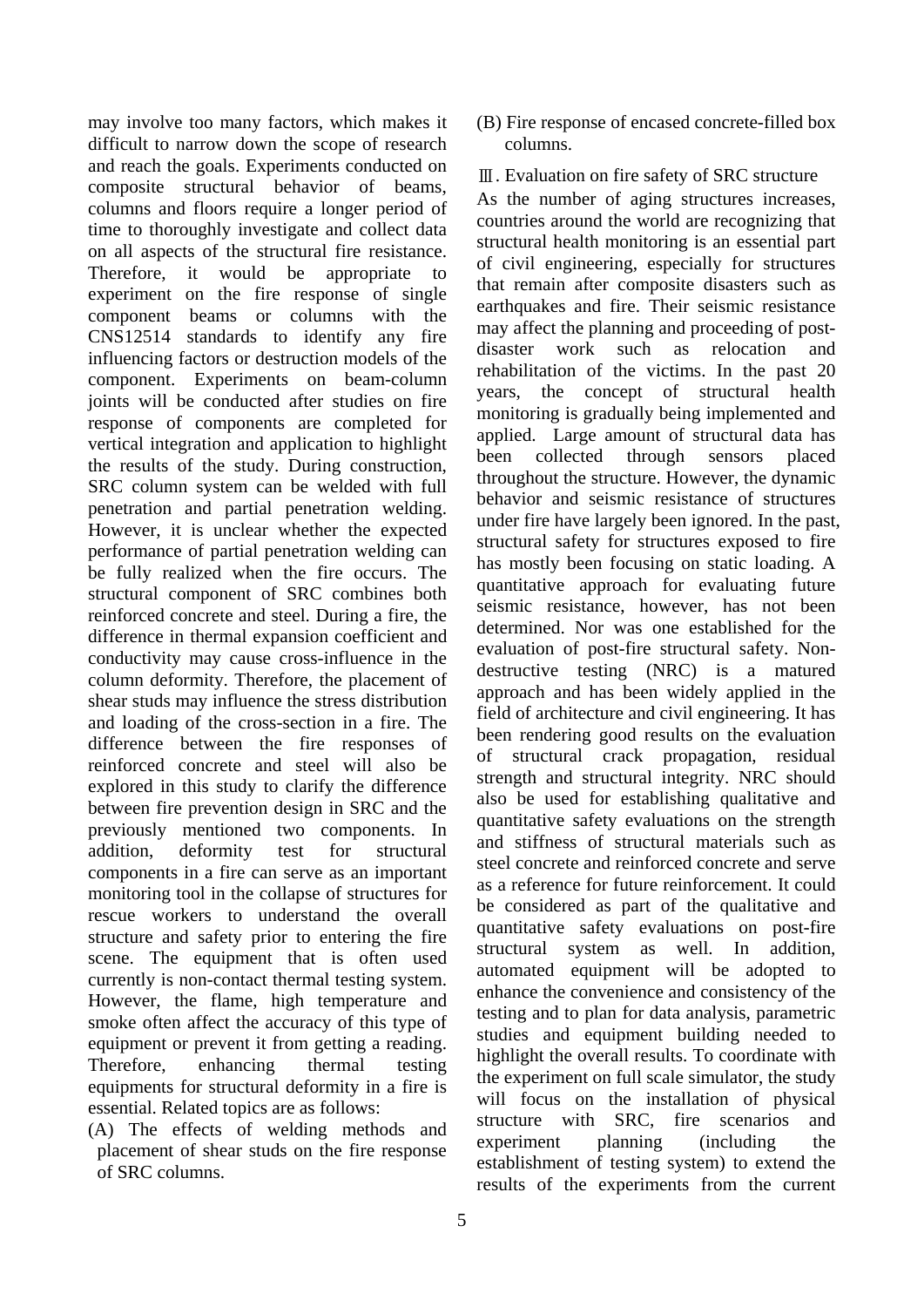may involve too many factors, which makes it difficult to narrow down the scope of research and reach the goals. Experiments conducted on composite structural behavior of beams, columns and floors require a longer period of time to thoroughly investigate and collect data on all aspects of the structural fire resistance. Therefore, it would be appropriate to experiment on the fire response of single component beams or columns with the CNS12514 standards to identify any fire influencing factors or destruction models of the component. Experiments on beam-column joints will be conducted after studies on fire response of components are completed for vertical integration and application to highlight the results of the study. During construction, SRC column system can be welded with full penetration and partial penetration welding. However, it is unclear whether the expected performance of partial penetration welding can be fully realized when the fire occurs. The structural component of SRC combines both reinforced concrete and steel. During a fire, the difference in thermal expansion coefficient and conductivity may cause cross-influence in the column deformity. Therefore, the placement of shear studs may influence the stress distribution and loading of the cross-section in a fire. The difference between the fire responses of reinforced concrete and steel will also be explored in this study to clarify the difference between fire prevention design in SRC and the previously mentioned two components. In addition, deformity test for structural components in a fire can serve as an important monitoring tool in the collapse of structures for rescue workers to understand the overall structure and safety prior to entering the fire scene. The equipment that is often used currently is non-contact thermal testing system. However, the flame, high temperature and smoke often affect the accuracy of this type of equipment or prevent it from getting a reading. Therefore, enhancing thermal testing equipments for structural deformity in a fire is essential. Related topics are as follows:

(A) The effects of welding methods and placement of shear studs on the fire response of SRC columns.

(B) Fire response of encased concrete-filled box columns.

## Ⅲ. Evaluation on fire safety of SRC structure

As the number of aging structures increases, countries around the world are recognizing that structural health monitoring is an essential part of civil engineering, especially for structures that remain after composite disasters such as earthquakes and fire. Their seismic resistance may affect the planning and proceeding of post-disaster work such as relocation and rehabilitation of the victims. In the past 20 years, the concept of structural health monitoring is gradually being implemented and applied. Large amount of structural data has been collected through sensors placed throughout the structure. However, the dynamic behavior and seismic resistance of structures under fire have largely been ignored. In the past, structural safety for structures exposed to fire has mostly been focusing on static loading. A quantitative approach for evaluating future seismic resistance, however, has not been determined. Nor was one established for the evaluation of post-fire structural safety. Non-destructive testing (NRC) is a matured approach and has been widely applied in the field of architecture and civil engineering. It has been rendering good results on the evaluation of structural crack propagation, residual strength and structural integrity. NRC should also be used for establishing qualitative and quantitative safety evaluations on the strength and stiffness of structural materials such as steel concrete and reinforced concrete and serve as a reference for future reinforcement. It could be considered as part of the qualitative and quantitative safety evaluations on post-fire structural system as well. In addition, automated equipment will be adopted to enhance the convenience and consistency of the testing and to plan for data analysis, parametric studies and equipment building needed to highlight the overall results. To coordinate with the experiment on full scale simulator, the study will focus on the installation of physical structure with SRC, fire scenarios and experiment planning (including the establishment of testing system) to extend the results of the experiments from the current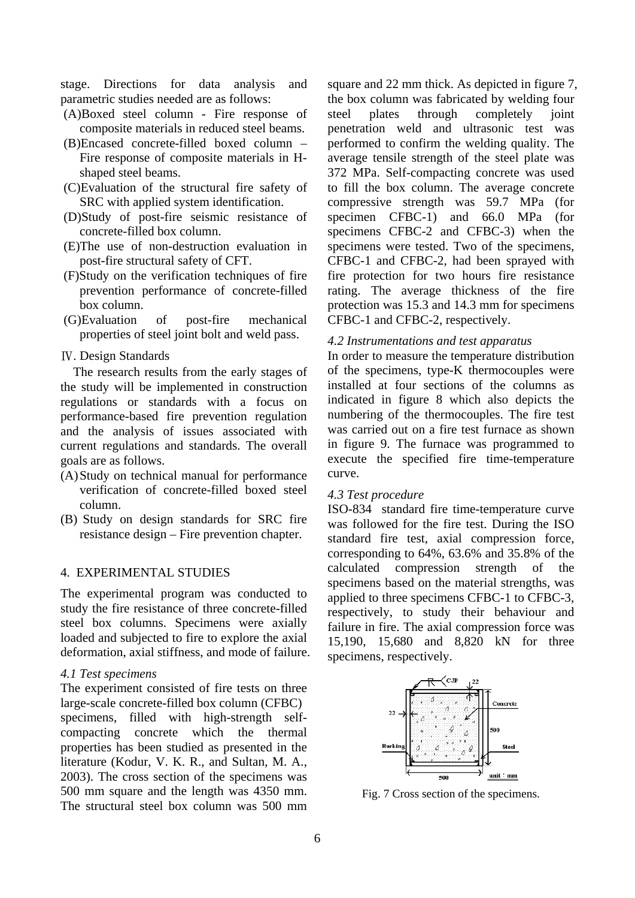stage. Directions for data analysis and parametric studies needed are as follows:

(A) Boxed steel column - Fire response of composite materials in reduced steel beams.
(B) Encased concrete-filled boxed column – Fire response of composite materials in H-shaped steel beams.
(C) Evaluation of the structural fire safety of SRC with applied system identification.
(D) Study of post-fire seismic resistance of concrete-filled box column.
(E) The use of non-destruction evaluation in post-fire structural safety of CFT.
(F) Study on the verification techniques of fire prevention performance of concrete-filled box column.
(G) Evaluation of post-fire mechanical properties of steel joint bolt and weld pass.

Ⅳ. Design Standards

The research results from the early stages of the study will be implemented in construction regulations or standards with a focus on performance-based fire prevention regulation and the analysis of issues associated with current regulations and standards. The overall goals are as follows.

(A) Study on technical manual for performance verification of concrete-filled boxed steel column.
(B) Study on design standards for SRC fire resistance design – Fire prevention chapter.

## 4. EXPERIMENTAL STUDIES

The experimental program was conducted to study the fire resistance of three concrete-filled steel box columns. Specimens were axially loaded and subjected to fire to explore the axial deformation, axial stiffness, and mode of failure.

### *4.1 Test specimens*

The experiment consisted of fire tests on three large-scale concrete-filled box column (CFBC) specimens, filled with high-strength self-compacting concrete which the thermal properties has been studied as presented in the literature (Kodur, V. K. R., and Sultan, M. A., 2003). The cross section of the specimens was 500 mm square and the length was 4350 mm. The structural steel box column was 500 mm square and 22 mm thick. As depicted in figure 7, the box column was fabricated by welding four steel plates through completely joint penetration weld and ultrasonic test was performed to confirm the welding quality. The average tensile strength of the steel plate was 372 MPa. Self-compacting concrete was used to fill the box column. The average concrete compressive strength was 59.7 MPa (for specimen CFBC-1) and 66.0 MPa (for specimens CFBC-2 and CFBC-3) when the specimens were tested. Two of the specimens, CFBC-1 and CFBC-2, had been sprayed with fire protection for two hours fire resistance rating. The average thickness of the fire protection was 15.3 and 14.3 mm for specimens CFBC-1 and CFBC-2, respectively.

### *4.2 Instrumentations and test apparatus*

In order to measure the temperature distribution of the specimens, type-K thermocouples were installed at four sections of the columns as indicated in figure 8 which also depicts the numbering of the thermocouples. The fire test was carried out on a fire test furnace as shown in figure 9. The furnace was programmed to execute the specified fire time-temperature curve.

### *4.3 Test procedure*

ISO-834 standard fire time-temperature curve was followed for the fire test. During the ISO standard fire test, axial compression force, corresponding to 64%, 63.6% and 35.8% of the calculated compression strength of the specimens based on the material strengths, was applied to three specimens CFBC-1 to CFBC-3, respectively, to study their behaviour and failure in fire. The axial compression force was 15,190, 15,680 and 8,820 kN for three specimens, respectively.

Fig. 7 Cross section of the specimens.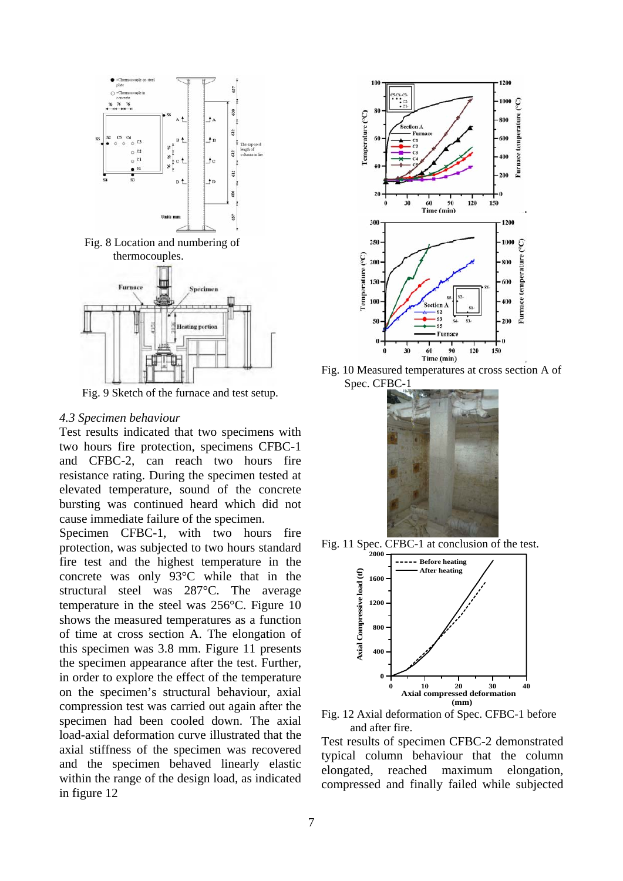Fig. 8 Location and numbering of thermocouples.

Fig. 9 Sketch of the furnace and test setup.

### 4.3 Specimen behaviour

Test results indicated that two specimens with two hours fire protection, specimens CFBC-1 and CFBC-2, can reach two hours fire resistance rating. During the specimen tested at elevated temperature, sound of the concrete bursting was continued heard which did not cause immediate failure of the specimen.

Specimen CFBC-1, with two hours fire protection, was subjected to two hours standard fire test and the highest temperature in the concrete was only 93°C while that in the structural steel was 287°C. The average temperature in the steel was 256°C. Figure 10 shows the measured temperatures as a function of time at cross section A. The elongation of this specimen was 3.8 mm. Figure 11 presents the specimen appearance after the test. Further, in order to explore the effect of the temperature on the specimen's structural behaviour, axial compression test was carried out again after the specimen had been cooled down. The axial load-axial deformation curve illustrated that the axial stiffness of the specimen was recovered and the specimen behaved linearly elastic within the range of the design load, as indicated in figure 12

Fig. 10 Measured temperatures at cross section A of Spec. CFBC-1

Fig. 11 Spec. CFBC-1 at conclusion of the test.

Fig. 12 Axial deformation of Spec. CFBC-1 before and after fire.

Test results of specimen CFBC-2 demonstrated typical column behaviour that the column elongated, reached maximum elongation, compressed and finally failed while subjected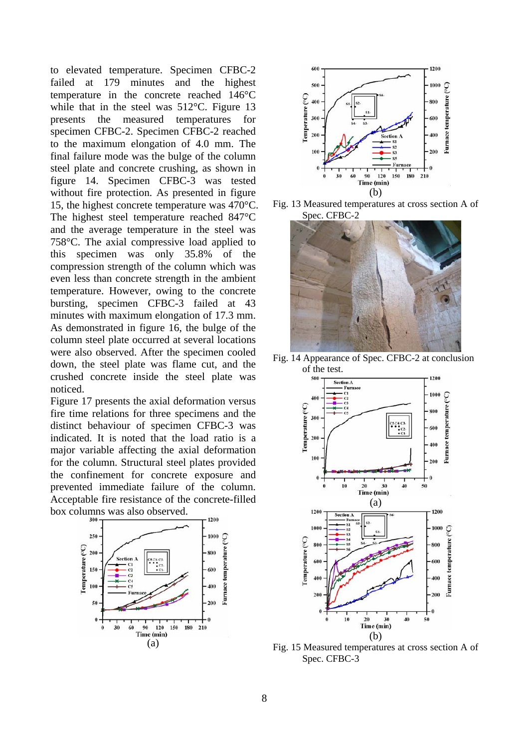to elevated temperature. Specimen CFBC-2 failed at 179 minutes and the highest temperature in the concrete reached 146°C while that in the steel was 512°C. Figure 13 presents the measured temperatures for specimen CFBC-2. Specimen CFBC-2 reached to the maximum elongation of 4.0 mm. The final failure mode was the bulge of the column steel plate and concrete crushing, as shown in figure 14. Specimen CFBC-3 was tested without fire protection. As presented in figure 15, the highest concrete temperature was 470°C. The highest steel temperature reached 847°C and the average temperature in the steel was 758°C. The axial compressive load applied to this specimen was only 35.8% of the compression strength of the column which was even less than concrete strength in the ambient temperature. However, owing to the concrete bursting, specimen CFBC-3 failed at 43 minutes with maximum elongation of 17.3 mm. As demonstrated in figure 16, the bulge of the column steel plate occurred at several locations were also observed. After the specimen cooled down, the steel plate was flame cut, and the crushed concrete inside the steel plate was noticed.

Figure 17 presents the axial deformation versus fire time relations for three specimens and the distinct behaviour of specimen CFBC-3 was indicated. It is noted that the load ratio is a major variable affecting the axial deformation for the column. Structural steel plates provided the confinement for concrete exposure and prevented immediate failure of the column. Acceptable fire resistance of the concrete-filled box columns was also observed.

(a)

(b)

Fig. 13 Measured temperatures at cross section A of Spec. CFBC-2

Fig. 14 Appearance of Spec. CFBC-2 at conclusion of the test.

(a)

(b)

Fig. 15 Measured temperatures at cross section A of Spec. CFBC-3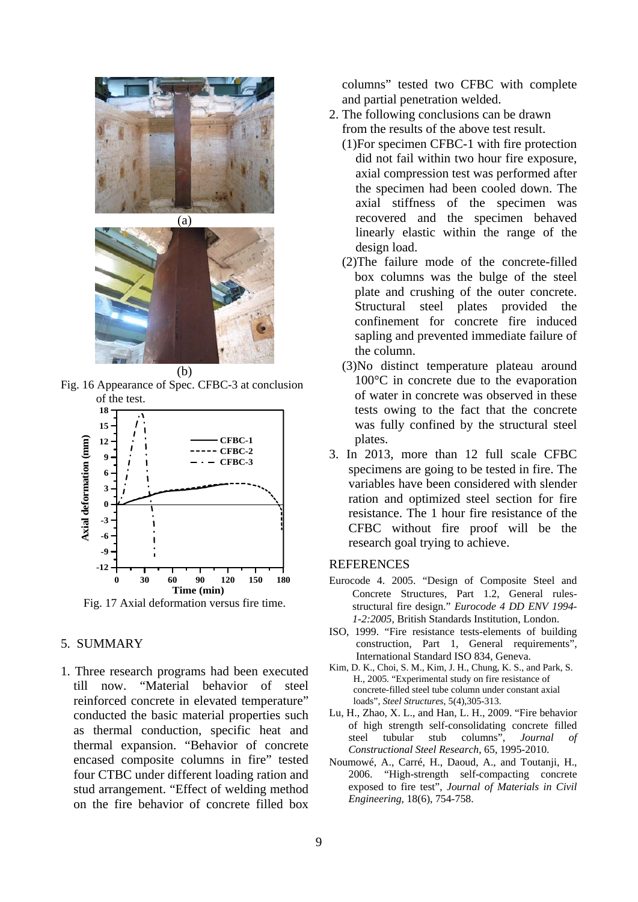(a)

(b)

Fig. 16 Appearance of Spec. CFBC-3 at conclusion of the test.

Fig. 17 Axial deformation versus fire time.

## 5. SUMMARY

1. Three research programs had been executed till now. "Material behavior of steel reinforced concrete in elevated temperature" conducted the basic material properties such as thermal conduction, specific heat and thermal expansion. "Behavior of concrete encased composite columns in fire" tested four CTBC under different loading ration and stud arrangement. "Effect of welding method on the fire behavior of concrete filled box columns" tested two CFBC with complete and partial penetration welded.
2. The following conclusions can be drawn from the results of the above test result.
   (1)For specimen CFBC-1 with fire protection did not fail within two hour fire exposure, axial compression test was performed after the specimen had been cooled down. The axial stiffness of the specimen was recovered and the specimen behaved linearly elastic within the range of the design load.
   (2)The failure mode of the concrete-filled box columns was the bulge of the steel plate and crushing of the outer concrete. Structural steel plates provided the confinement for concrete fire induced sapling and prevented immediate failure of the column.
   (3)No distinct temperature plateau around 100°C in concrete due to the evaporation of water in concrete was observed in these tests owing to the fact that the concrete was fully confined by the structural steel plates.
3. In 2013, more than 12 full scale CFBC specimens are going to be tested in fire. The variables have been considered with slender ration and optimized steel section for fire resistance. The 1 hour fire resistance of the CFBC without fire proof will be the research goal trying to achieve.

## REFERENCES

Eurocode 4. 2005. "Design of Composite Steel and Concrete Structures, Part 1.2, General rules-structural fire design." *Eurocode 4 DD ENV 1994-1-2:2005*, British Standards Institution, London.

ISO, 1999. "Fire resistance tests-elements of building construction, Part 1, General requirements", International Standard ISO 834, Geneva.

Kim, D. K., Choi, S. M., Kim, J. H., Chung, K. S., and Park, S. H., 2005. "Experimental study on fire resistance of concrete-filled steel tube column under constant axial loads", *Steel Structures*, 5(4),305-313.

Lu, H., Zhao, X. L., and Han, L. H., 2009. "Fire behavior of high strength self-consolidating concrete filled steel tubular stub columns", *Journal of Constructional Steel Research*, 65, 1995-2010.

Noumowé, A., Carré, H., Daoud, A., and Toutanji, H., 2006. "High-strength self-compacting concrete exposed to fire test", *Journal of Materials in Civil Engineering*, 18(6), 754-758.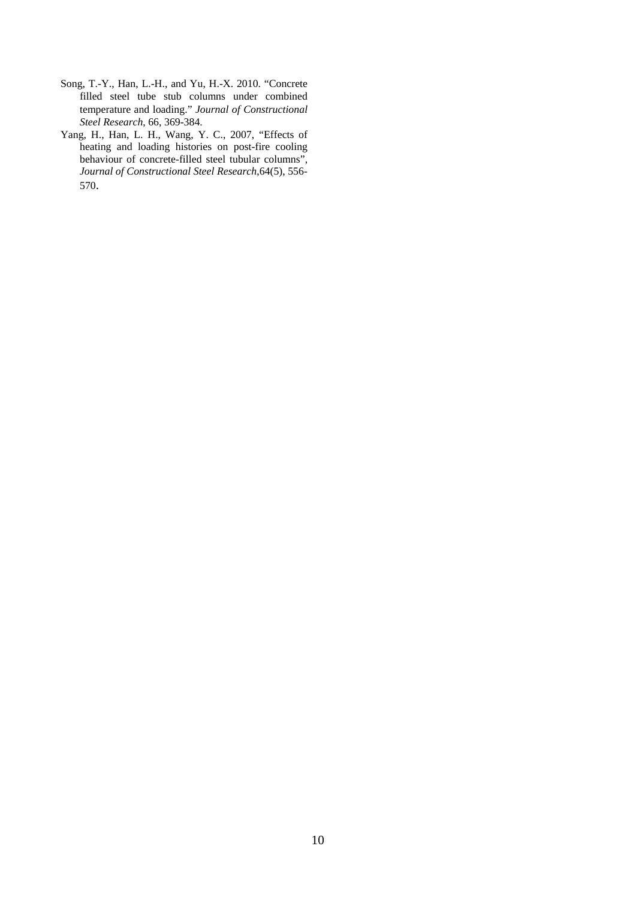Song, T.-Y., Han, L.-H., and Yu, H.-X. 2010. "Concrete filled steel tube stub columns under combined temperature and loading." *Journal of Constructional Steel Research*, 66, 369-384.

Yang, H., Han, L. H., Wang, Y. C., 2007, "Effects of heating and loading histories on post-fire cooling behaviour of concrete-filled steel tubular columns", *Journal of Constructional Steel Research*,64(5), 556-570.